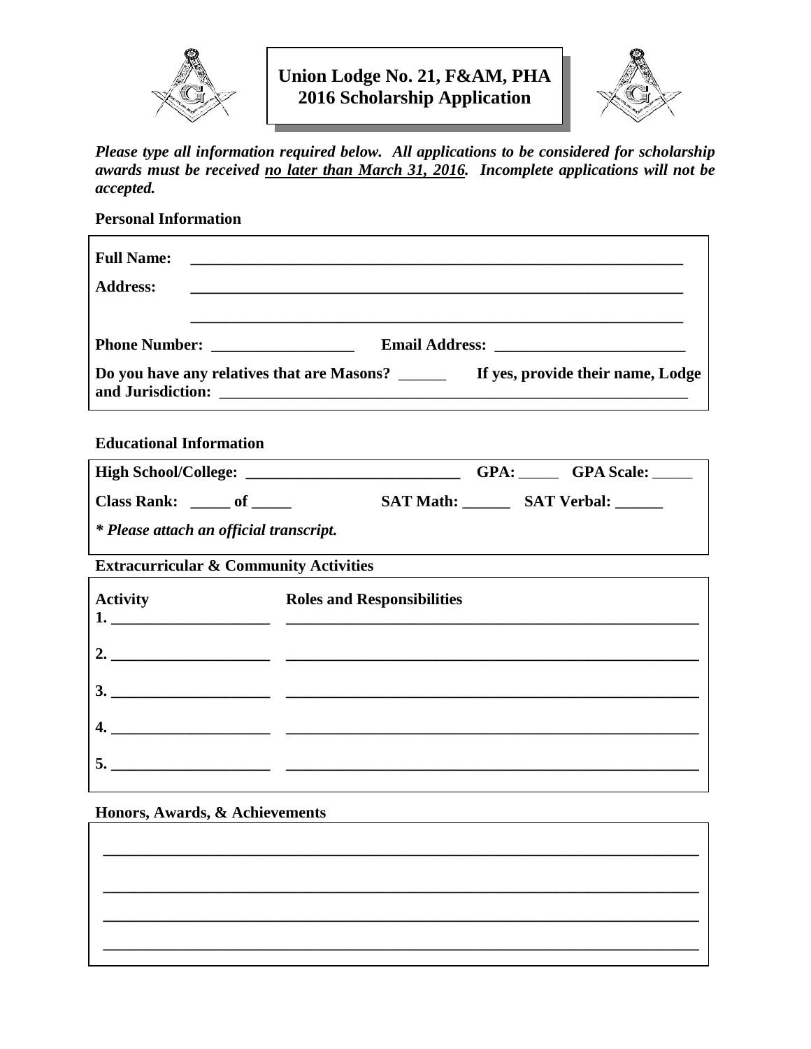# Union Lodge No. 21, F&AM, PHA
# 2016 Scholarship Application

***Please type all information required below. All applications to be considered for scholarship awards must be received <u>no later than March 31, 2016</u>. Incomplete applications will not be accepted.***

**Personal Information**

**Full Name:** ________________________________________________________________

**Address:** ________________________________________________________________

________________________________________________________________

**Phone Number:** __________________ **Email Address:** ________________________

**Do you have any relatives that are Masons?** ______ **If yes, provide their name, Lodge and Jurisdiction:** ______________________________________________________________

**Educational Information**

**High School/College:** ___________________________ **GPA:** _____ **GPA Scale:** _____

**Class Rank:** _____ **of** _____ **SAT Math:** ______ **SAT Verbal:** ______

***\* Please attach an official transcript.***

**Extracurricular & Community Activities**

| Activity | Roles and Responsibilities |
| --- | --- |
| 1. ____________________ | ______________________________________________________ |
| 2. ____________________ | ______________________________________________________ |
| 3. ____________________ | ______________________________________________________ |
| 4. ____________________ | ______________________________________________________ |
| 5. ____________________ | ______________________________________________________ |

**Honors, Awards, & Achievements**

______________________________________________________________________________

______________________________________________________________________________

______________________________________________________________________________

______________________________________________________________________________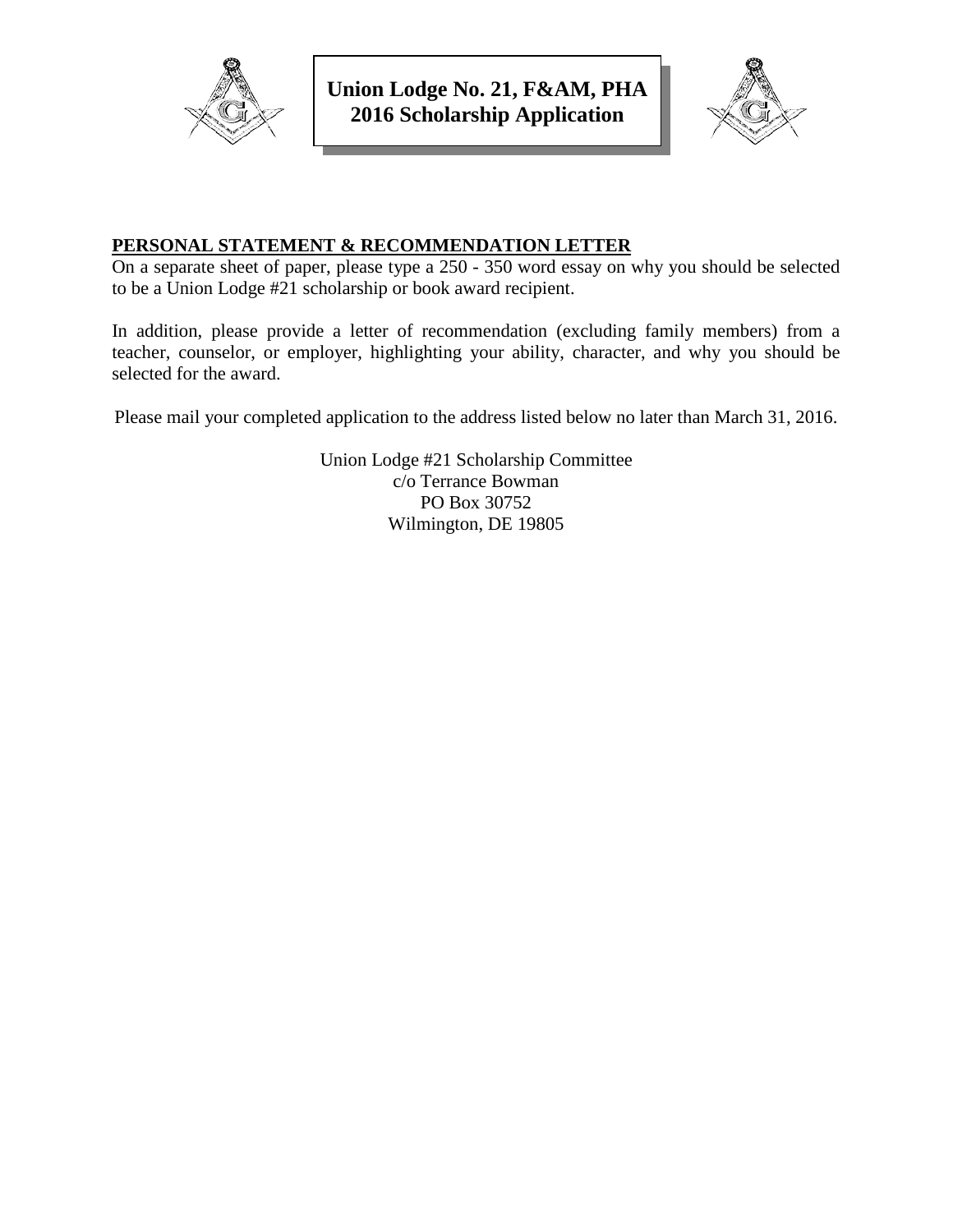# Union Lodge No. 21, F&AM, PHA
# 2016 Scholarship Application

**PERSONAL STATEMENT & RECOMMENDATION LETTER**

On a separate sheet of paper, please type a 250 - 350 word essay on why you should be selected to be a Union Lodge #21 scholarship or book award recipient.

In addition, please provide a letter of recommendation (excluding family members) from a teacher, counselor, or employer, highlighting your ability, character, and why you should be selected for the award.

Please mail your completed application to the address listed below no later than March 31, 2016.

Union Lodge #21 Scholarship Committee
c/o Terrance Bowman
PO Box 30752
Wilmington, DE 19805